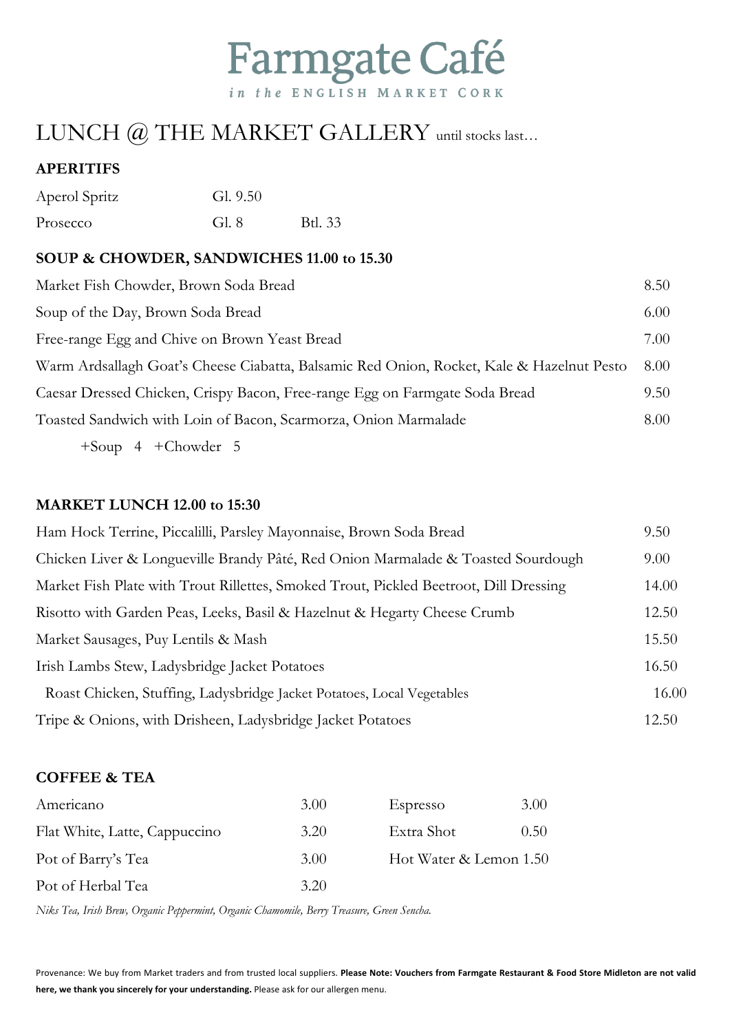# Farmgate Café

*in the* ENGLISH MARKET CORK

## LUNCH @ THE MARKET GALLERY until stocks last…

### APERITIFS

| | | |
|---|---|---|
| Aperol Spritz | Gl. 9.50 | |
| Prosecco | Gl. 8 | Btl. 33 |

### SOUP & CHOWDER, SANDWICHES 11.00 to 15.30

| | |
|---|---|
| Market Fish Chowder, Brown Soda Bread | 8.50 |
| Soup of the Day, Brown Soda Bread | 6.00 |
| Free-range Egg and Chive on Brown Yeast Bread | 7.00 |
| Warm Ardsallagh Goat's Cheese Ciabatta, Balsamic Red Onion, Rocket, Kale & Hazelnut Pesto | 8.00 |
| Caesar Dressed Chicken, Crispy Bacon, Free-range Egg on Farmgate Soda Bread | 9.50 |
| Toasted Sandwich with Loin of Bacon, Scarmorza, Onion Marmalade | 8.00 |

+Soup 4 +Chowder 5

### MARKET LUNCH 12.00 to 15:30

| | |
|---|---|
| Ham Hock Terrine, Piccalilli, Parsley Mayonnaise, Brown Soda Bread | 9.50 |
| Chicken Liver & Longueville Brandy Pâté, Red Onion Marmalade & Toasted Sourdough | 9.00 |
| Market Fish Plate with Trout Rillettes, Smoked Trout, Pickled Beetroot, Dill Dressing | 14.00 |
| Risotto with Garden Peas, Leeks, Basil & Hazelnut & Hegarty Cheese Crumb | 12.50 |
| Market Sausages, Puy Lentils & Mash | 15.50 |
| Irish Lambs Stew, Ladysbridge Jacket Potatoes | 16.50 |
| Roast Chicken, Stuffing, Ladysbridge Jacket Potatoes, Local Vegetables | 16.00 |
| Tripe & Onions, with Drisheen, Ladysbridge Jacket Potatoes | 12.50 |

### COFFEE & TEA

| | | | |
|---|---|---|---|
| Americano | 3.00 | Espresso | 3.00 |
| Flat White, Latte, Cappuccino | 3.20 | Extra Shot | 0.50 |
| Pot of Barry's Tea | 3.00 | Hot Water & Lemon | 1.50 |
| Pot of Herbal Tea | 3.20 | | |

*Niks Tea, Irish Brew, Organic Peppermint, Organic Chamomile, Berry Treasure, Green Sencha.*

Provenance: We buy from Market traders and from trusted local suppliers. **Please Note: Vouchers from Farmgate Restaurant & Food Store Midleton are not valid here, we thank you sincerely for your understanding.** Please ask for our allergen menu.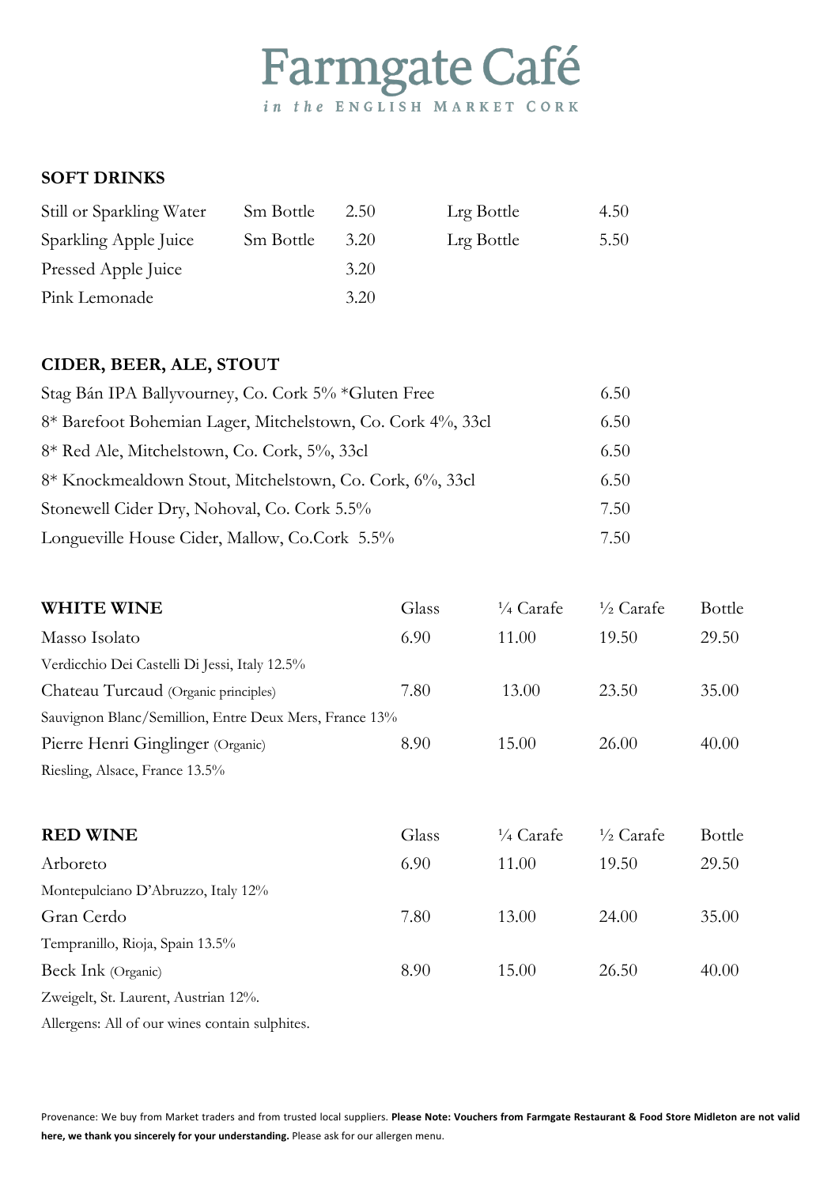# Farmgate Café

*in the* ENGLISH MARKET CORK

## SOFT DRINKS

| | | | | |
|---|---|---|---|---|
| Still or Sparkling Water | Sm Bottle | 2.50 | Lrg Bottle | 4.50 |
| Sparkling Apple Juice | Sm Bottle | 3.20 | Lrg Bottle | 5.50 |
| Pressed Apple Juice | | 3.20 | | |
| Pink Lemonade | | 3.20 | | |

## CIDER, BEER, ALE, STOUT

| | |
|---|---|
| Stag Bán IPA Ballyvourney, Co. Cork 5% *Gluten Free | 6.50 |
| 8* Barefoot Bohemian Lager, Mitchelstown, Co. Cork 4%, 33cl | 6.50 |
| 8* Red Ale, Mitchelstown, Co. Cork, 5%, 33cl | 6.50 |
| 8* Knockmealdown Stout, Mitchelstown, Co. Cork, 6%, 33cl | 6.50 |
| Stonewell Cider Dry, Nohoval, Co. Cork 5.5% | 7.50 |
| Longueville House Cider, Mallow, Co.Cork 5.5% | 7.50 |

## WHITE WINE

| WHITE WINE | Glass | ¼ Carafe | ½ Carafe | Bottle |
|---|---|---|---|---|
| Masso Isolato<br>Verdicchio Dei Castelli Di Jessi, Italy 12.5% | 6.90 | 11.00 | 19.50 | 29.50 |
| Chateau Turcaud (Organic principles)<br>Sauvignon Blanc/Semillion, Entre Deux Mers, France 13% | 7.80 | 13.00 | 23.50 | 35.00 |
| Pierre Henri Ginglinger (Organic)<br>Riesling, Alsace, France 13.5% | 8.90 | 15.00 | 26.00 | 40.00 |

## RED WINE

| RED WINE | Glass | ¼ Carafe | ½ Carafe | Bottle |
|---|---|---|---|---|
| Arboreto<br>Montepulciano D'Abruzzo, Italy 12% | 6.90 | 11.00 | 19.50 | 29.50 |
| Gran Cerdo<br>Tempranillo, Rioja, Spain 13.5% | 7.80 | 13.00 | 24.00 | 35.00 |
| Beck Ink (Organic)<br>Zweigelt, St. Laurent, Austrian 12%. | 8.90 | 15.00 | 26.50 | 40.00 |

Allergens: All of our wines contain sulphites.

Provenance: We buy from Market traders and from trusted local suppliers. **Please Note: Vouchers from Farmgate Restaurant & Food Store Midleton are not valid here, we thank you sincerely for your understanding.** Please ask for our allergen menu.